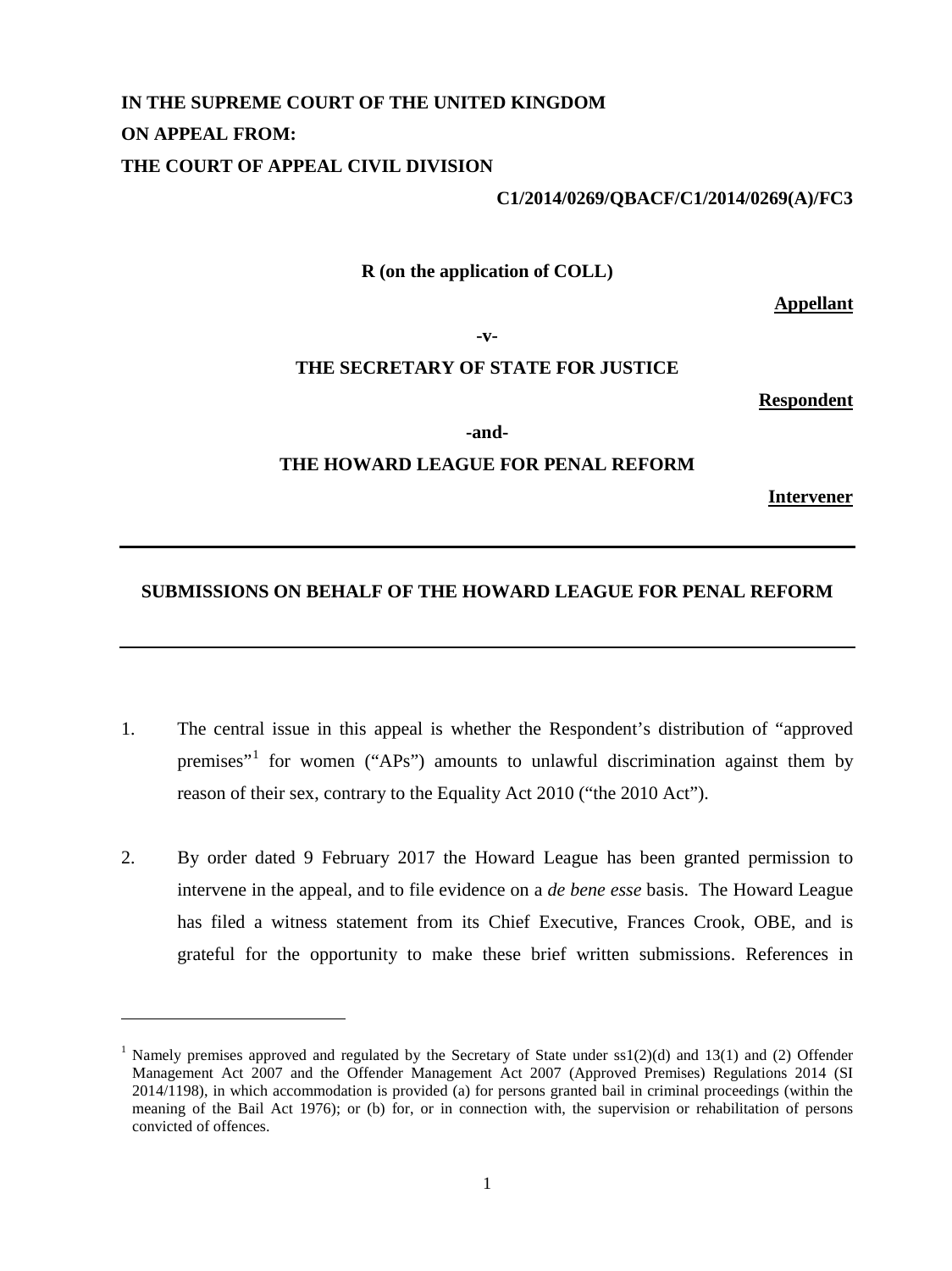**IN THE SUPREME COURT OF THE UNITED KINGDOM**

**ON APPEAL FROM:**

**THE COURT OF APPEAL CIVIL DIVISION**

**C1/2014/0269/QBACF/C1/2014/0269(A)/FC3**

**R (on the application of COLL)**

**Appellant**

**-v-**

**THE SECRETARY OF STATE FOR JUSTICE**

**Respondent**

**-and-**

**THE HOWARD LEAGUE FOR PENAL REFORM**

**Intervener**

---

**SUBMISSIONS ON BEHALF OF THE HOWARD LEAGUE FOR PENAL REFORM**

---

1. The central issue in this appeal is whether the Respondent's distribution of "approved premises"[1] for women ("APs") amounts to unlawful discrimination against them by reason of their sex, contrary to the Equality Act 2010 ("the 2010 Act").

2. By order dated 9 February 2017 the Howard League has been granted permission to intervene in the appeal, and to file evidence on a *de bene esse* basis. The Howard League has filed a witness statement from its Chief Executive, Frances Crook, OBE, and is grateful for the opportunity to make these brief written submissions. References in

---

[1] Namely premises approved and regulated by the Secretary of State under ss1(2)(d) and 13(1) and (2) Offender Management Act 2007 and the Offender Management Act 2007 (Approved Premises) Regulations 2014 (SI 2014/1198), in which accommodation is provided (a) for persons granted bail in criminal proceedings (within the meaning of the Bail Act 1976); or (b) for, or in connection with, the supervision or rehabilitation of persons convicted of offences.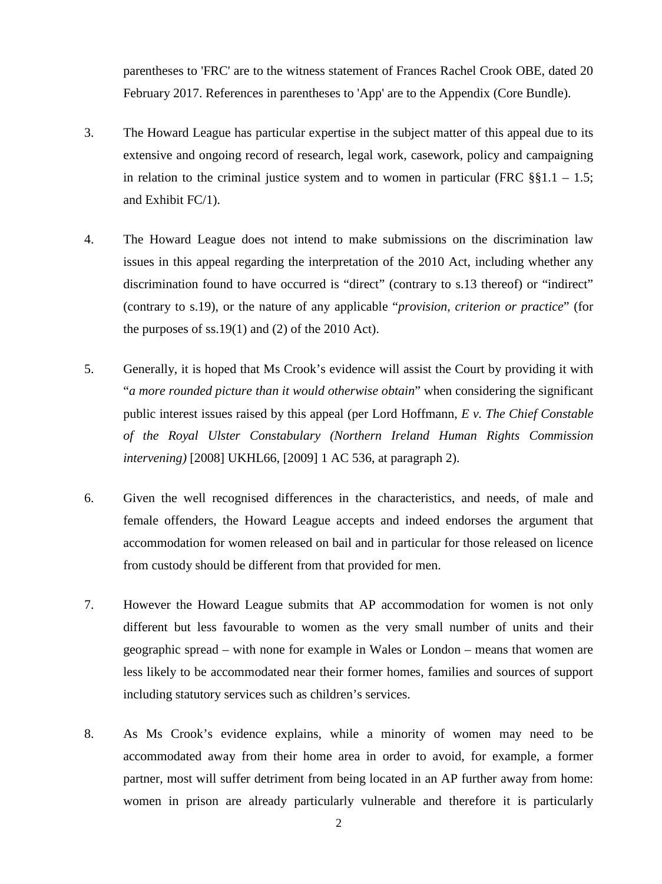parentheses to 'FRC' are to the witness statement of Frances Rachel Crook OBE, dated 20 February 2017. References in parentheses to 'App' are to the Appendix (Core Bundle).

3. The Howard League has particular expertise in the subject matter of this appeal due to its extensive and ongoing record of research, legal work, casework, policy and campaigning in relation to the criminal justice system and to women in particular (FRC §§1.1 – 1.5; and Exhibit FC/1).

4. The Howard League does not intend to make submissions on the discrimination law issues in this appeal regarding the interpretation of the 2010 Act, including whether any discrimination found to have occurred is "direct" (contrary to s.13 thereof) or "indirect" (contrary to s.19), or the nature of any applicable "*provision, criterion or practice*" (for the purposes of ss.19(1) and (2) of the 2010 Act).

5. Generally, it is hoped that Ms Crook's evidence will assist the Court by providing it with "*a more rounded picture than it would otherwise obtain*" when considering the significant public interest issues raised by this appeal (per Lord Hoffmann, *E v. The Chief Constable of the Royal Ulster Constabulary (Northern Ireland Human Rights Commission intervening)* [2008] UKHL66, [2009] 1 AC 536, at paragraph 2).

6. Given the well recognised differences in the characteristics, and needs, of male and female offenders, the Howard League accepts and indeed endorses the argument that accommodation for women released on bail and in particular for those released on licence from custody should be different from that provided for men.

7. However the Howard League submits that AP accommodation for women is not only different but less favourable to women as the very small number of units and their geographic spread – with none for example in Wales or London – means that women are less likely to be accommodated near their former homes, families and sources of support including statutory services such as children's services.

8. As Ms Crook's evidence explains, while a minority of women may need to be accommodated away from their home area in order to avoid, for example, a former partner, most will suffer detriment from being located in an AP further away from home: women in prison are already particularly vulnerable and therefore it is particularly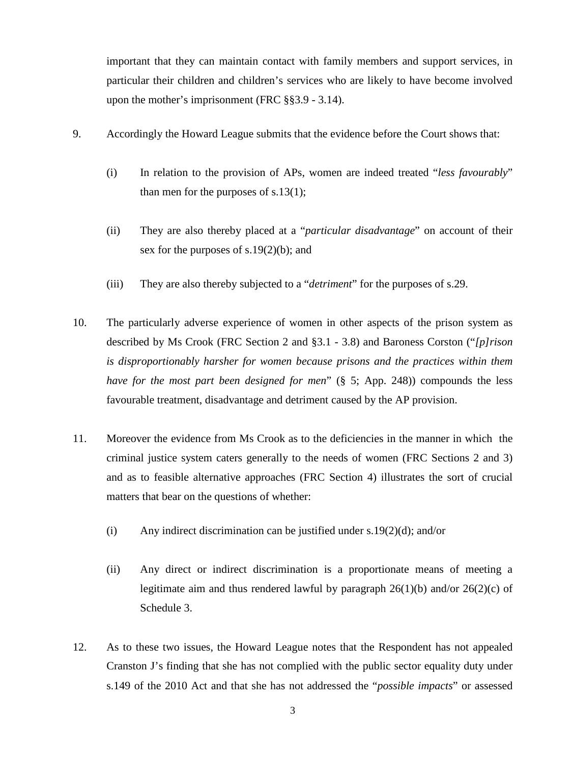important that they can maintain contact with family members and support services, in particular their children and children's services who are likely to have become involved upon the mother's imprisonment (FRC §§3.9 - 3.14).

9. Accordingly the Howard League submits that the evidence before the Court shows that:

   (i) In relation to the provision of APs, women are indeed treated "*less favourably*" than men for the purposes of s.13(1);

   (ii) They are also thereby placed at a "*particular disadvantage*" on account of their sex for the purposes of s.19(2)(b); and

   (iii) They are also thereby subjected to a "*detriment*" for the purposes of s.29.

10. The particularly adverse experience of women in other aspects of the prison system as described by Ms Crook (FRC Section 2 and §3.1 - 3.8) and Baroness Corston ("*[p]rison is disproportionably harsher for women because prisons and the practices within them have for the most part been designed for men*" (§ 5; App. 248)) compounds the less favourable treatment, disadvantage and detriment caused by the AP provision.

11. Moreover the evidence from Ms Crook as to the deficiencies in the manner in which the criminal justice system caters generally to the needs of women (FRC Sections 2 and 3) and as to feasible alternative approaches (FRC Section 4) illustrates the sort of crucial matters that bear on the questions of whether:

   (i) Any indirect discrimination can be justified under s.19(2)(d); and/or

   (ii) Any direct or indirect discrimination is a proportionate means of meeting a legitimate aim and thus rendered lawful by paragraph 26(1)(b) and/or 26(2)(c) of Schedule 3.

12. As to these two issues, the Howard League notes that the Respondent has not appealed Cranston J's finding that she has not complied with the public sector equality duty under s.149 of the 2010 Act and that she has not addressed the "*possible impacts*" or assessed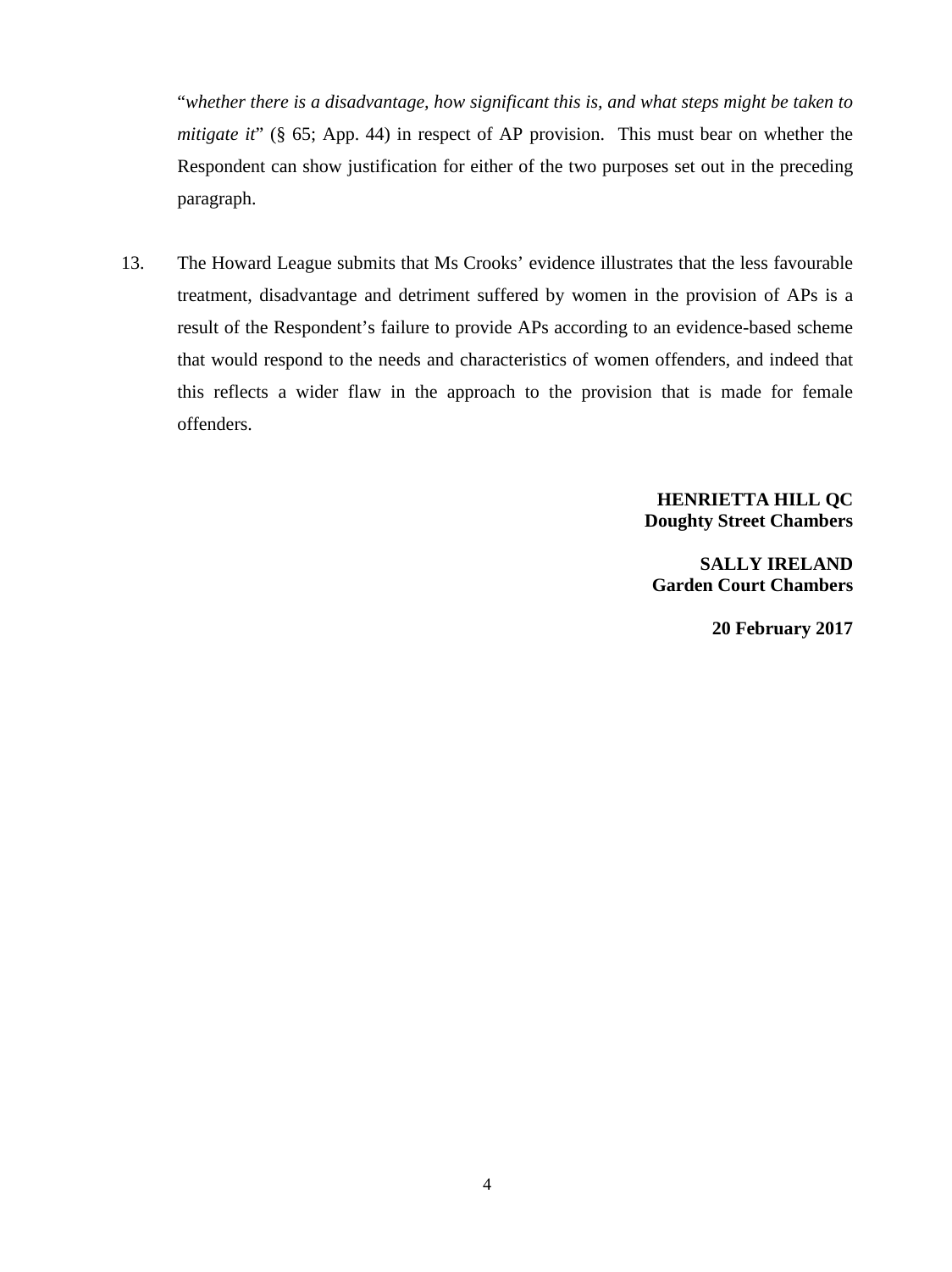"*whether there is a disadvantage, how significant this is, and what steps might be taken to mitigate it*" (§ 65; App. 44) in respect of AP provision. This must bear on whether the Respondent can show justification for either of the two purposes set out in the preceding paragraph.

13. The Howard League submits that Ms Crooks' evidence illustrates that the less favourable treatment, disadvantage and detriment suffered by women in the provision of APs is a result of the Respondent's failure to provide APs according to an evidence-based scheme that would respond to the needs and characteristics of women offenders, and indeed that this reflects a wider flaw in the approach to the provision that is made for female offenders.

**HENRIETTA HILL QC**
**Doughty Street Chambers**

**SALLY IRELAND**
**Garden Court Chambers**

**20 February 2017**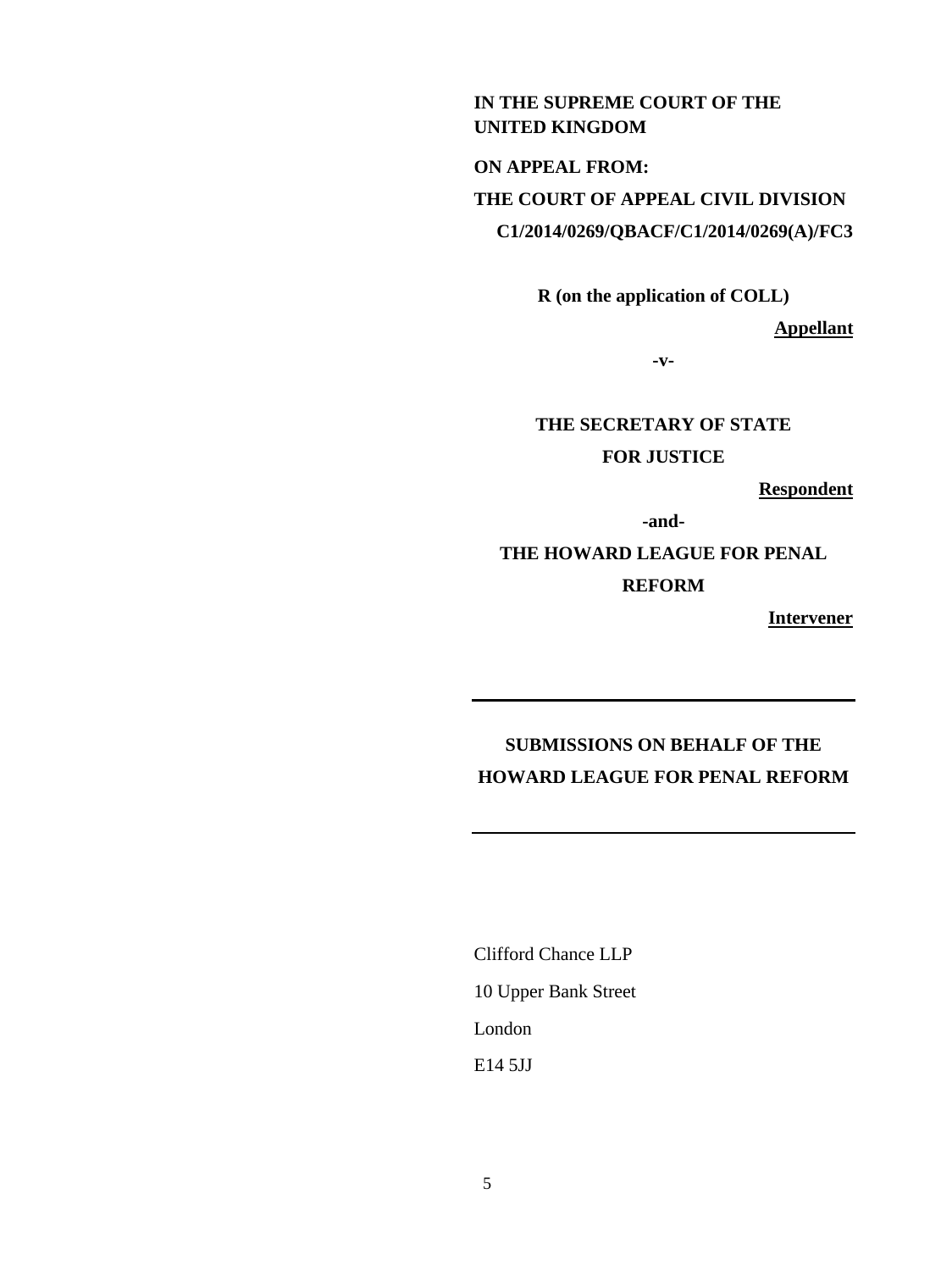**IN THE SUPREME COURT OF THE UNITED KINGDOM**

**ON APPEAL FROM:**

**THE COURT OF APPEAL CIVIL DIVISION**

**C1/2014/0269/QBACF/C1/2014/0269(A)/FC3**

**R (on the application of COLL)**

**Appellant**

**-v-**

**THE SECRETARY OF STATE**

**FOR JUSTICE**

**Respondent**

**-and-**

**THE HOWARD LEAGUE FOR PENAL REFORM**

**Intervener**

---

**SUBMISSIONS ON BEHALF OF THE HOWARD LEAGUE FOR PENAL REFORM**

---

Clifford Chance LLP

10 Upper Bank Street

London

E14 5JJ